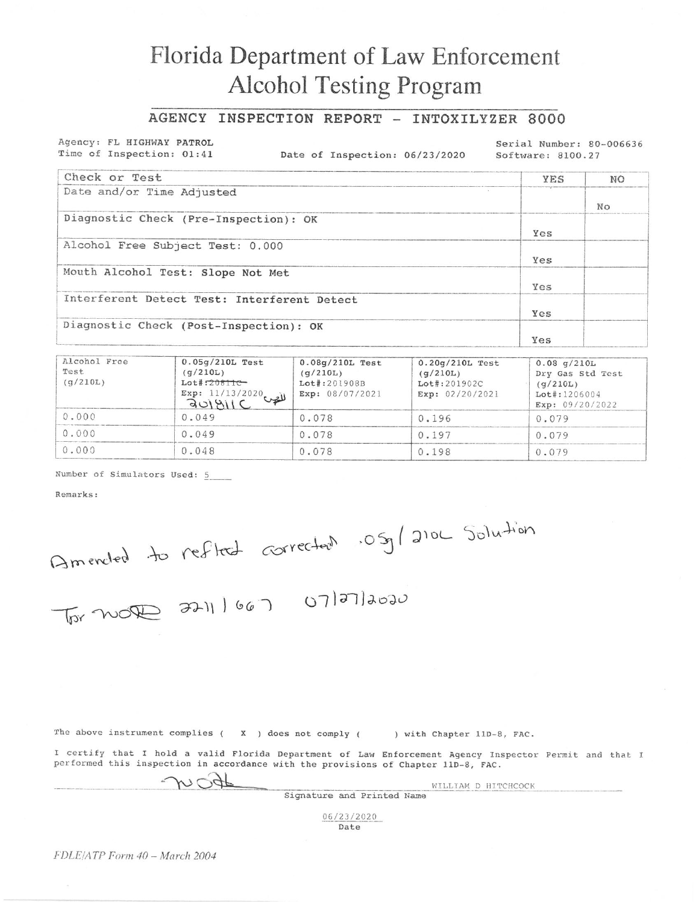# Florida Department of Law Enforcement
# Alcohol Testing Program

## AGENCY INSPECTION REPORT - INTOXILYZER 8000

Agency: FL HIGHWAY PATROL
Time of Inspection: 01:41
Date of Inspection: 06/23/2020
Serial Number: 80-006636
Software: 8100.27

| Check or Test | YES | NO |
|---|---|---|
| Date and/or Time Adjusted | | No |
| Diagnostic Check (Pre-Inspection): OK | Yes | |
| Alcohol Free Subject Test: 0.000 | Yes | |
| Mouth Alcohol Test: Slope Not Met | Yes | |
| Interferent Detect Test: Interferent Detect | Yes | |
| Diagnostic Check (Post-Inspection): OK | Yes | |

| Alcohol Free Test (g/210L) | 0.05g/210L Test (g/210L) Lot#: ~~208110~~ 201811C Exp: 11/13/2020 | 0.08g/210L Test (g/210L) Lot#:201908B Exp: 08/07/2021 | 0.20g/210L Test (g/210L) Lot#:201902C Exp: 02/20/2021 | 0.08 g/210L Dry Gas Std Test (g/210L) Lot#:1206004 Exp: 09/20/2022 |
|---|---|---|---|---|
| 0.000 | 0.049 | 0.078 | 0.196 | 0.079 |
| 0.000 | 0.049 | 0.078 | 0.197 | 0.079 |
| 0.000 | 0.048 | 0.078 | 0.198 | 0.079 |

Number of Simulators Used: 5

Remarks:

Amended to reflect corrected .05g/210L Solution

Tpr WDH 2211 667 07/27/2020

The above instrument complies ( X ) does not comply ( ) with Chapter 11D-8, FAC.

I certify that I hold a valid Florida Department of Law Enforcement Agency Inspector Permit and that I performed this inspection in accordance with the provisions of Chapter 11D-8, FAC.

WILLIAM D HITCHCOCK
Signature and Printed Name

06/23/2020
Date

*FDLE/ATP Form 40 – March 2004*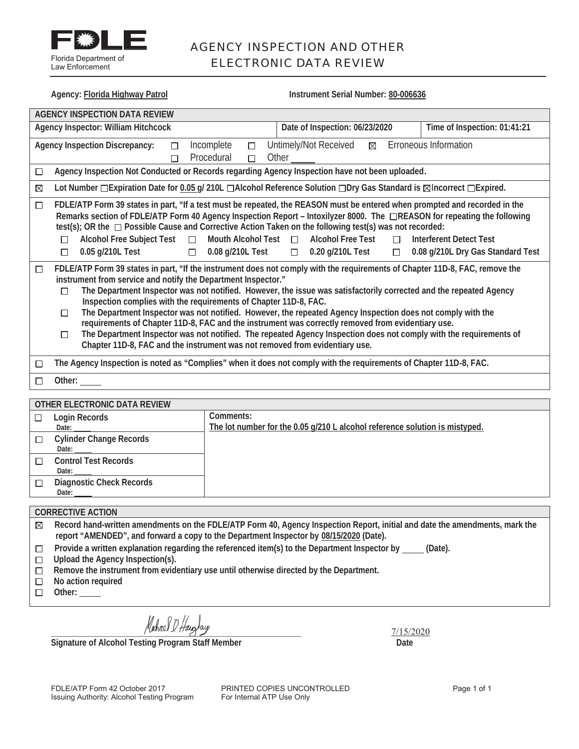**FDLE**
Florida Department of Law Enforcement

# AGENCY INSPECTION AND OTHER ELECTRONIC DATA REVIEW

**Agency:** **Florida Highway Patrol** **Instrument Serial Number:** **80-006636**

| AGENCY INSPECTION DATA REVIEW | | |
|---|---|---|
| Agency Inspector: William Hitchcock | Date of Inspection: 06/23/2020 | Time of Inspection: 01:41:21 |
| Agency Inspection Discrepancy: ☐ Incomplete ☐ Untimely/Not Received ☒ Erroneous Information ☐ Procedural ☐ Other _____ | | |
| ☐ Agency Inspection Not Conducted or Records regarding Agency Inspection have not been uploaded. | | |
| ☒ Lot Number ☐Expiration Date for 0.05 g/ 210L ☐Alcohol Reference Solution ☐Dry Gas Standard is ☒Incorrect ☐Expired. | | |
| ☐ FDLE/ATP Form 39 states in part, "If a test must be repeated, the REASON must be entered when prompted and recorded in the Remarks section of FDLE/ATP Form 40 Agency Inspection Report – Intoxilyzer 8000. The ☐REASON for repeating the following test(s); OR the ☐ Possible Cause and Corrective Action Taken on the following test(s) was not recorded: ☐ Alcohol Free Subject Test ☐ Mouth Alcohol Test ☐ Alcohol Free Test ☐ Interferent Detect Test ☐ 0.05 g/210L Test ☐ 0.08 g/210L Test ☐ 0.20 g/210L Test ☐ 0.08 g/210L Dry Gas Standard Test | | |
| ☐ FDLE/ATP Form 39 states in part, "If the instrument does not comply with the requirements of Chapter 11D-8, FAC, remove the instrument from service and notify the Department Inspector." ☐ The Department Inspector was not notified. However, the issue was satisfactorily corrected and the repeated Agency Inspection complies with the requirements of Chapter 11D-8, FAC. ☐ The Department Inspector was not notified. However, the repeated Agency Inspection does not comply with the requirements of Chapter 11D-8, FAC and the instrument was correctly removed from evidentiary use. ☐ The Department Inspector was not notified. The repeated Agency Inspection does not comply with the requirements of Chapter 11D-8, FAC and the instrument was not removed from evidentiary use. | | |
| ☐ The Agency Inspection is noted as "Complies" when it does not comply with the requirements of Chapter 11D-8, FAC. | | |
| ☐ Other: _____ | | |

| OTHER ELECTRONIC DATA REVIEW | |
|---|---|
| ☐ Login Records Date: _____ | Comments: **The lot number for the 0.05 g/210 L alcohol reference solution is mistyped.** |
| ☐ Cylinder Change Records Date: _____ | |
| ☐ Control Test Records Date: _____ | |
| ☐ Diagnostic Check Records Date: _____ | |

**CORRECTIVE ACTION**

- ☒ Record hand-written amendments on the FDLE/ATP Form 40, Agency Inspection Report, initial and date the amendments, mark the report "AMENDED", and forward a copy to the Department Inspector by **08/15/2020** (Date).
- ☐ Provide a written explanation regarding the referenced item(s) to the Department Inspector by _____ (Date).
- ☐ Upload the Agency Inspection(s).
- ☐ Remove the instrument from evidentiary use until otherwise directed by the Department.
- ☐ No action required
- ☐ Other: _____

Michael D Haughey

**Signature of Alcohol Testing Program Staff Member** **Date** 7/15/2020

FDLE/ATP Form 42 October 2017
Issuing Authority: Alcohol Testing Program
PRINTED COPIES UNCONTROLLED
For Internal ATP Use Only